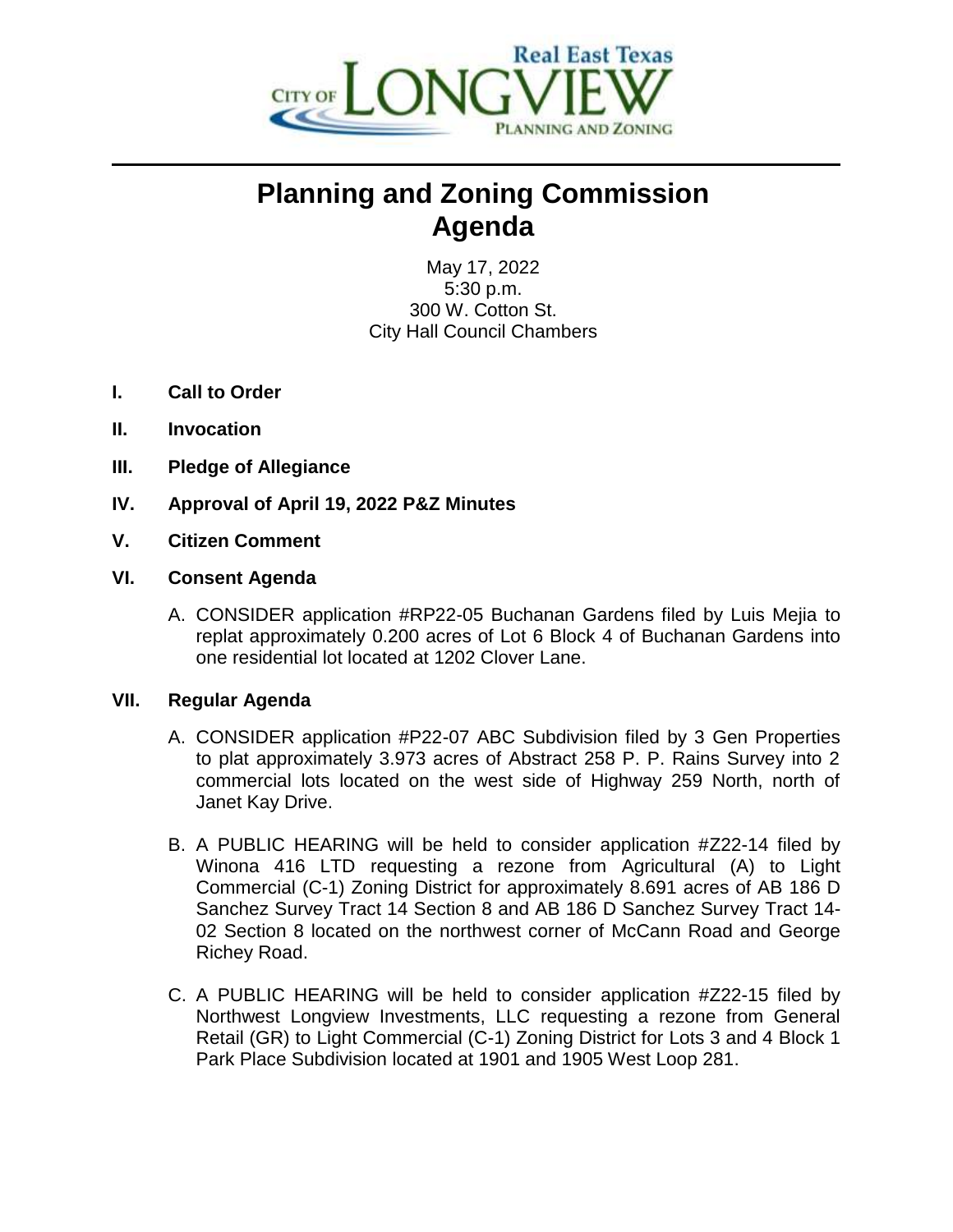CITY OF LONGVIEW
Real East Texas
PLANNING AND ZONING

# Planning and Zoning Commission Agenda

May 17, 2022
5:30 p.m.
300 W. Cotton St.
City Hall Council Chambers

**I. Call to Order**

**II. Invocation**

**III. Pledge of Allegiance**

**IV. Approval of April 19, 2022 P&Z Minutes**

**V. Citizen Comment**

**VI. Consent Agenda**

A. CONSIDER application #RP22-05 Buchanan Gardens filed by Luis Mejia to replat approximately 0.200 acres of Lot 6 Block 4 of Buchanan Gardens into one residential lot located at 1202 Clover Lane.

**VII. Regular Agenda**

A. CONSIDER application #P22-07 ABC Subdivision filed by 3 Gen Properties to plat approximately 3.973 acres of Abstract 258 P. P. Rains Survey into 2 commercial lots located on the west side of Highway 259 North, north of Janet Kay Drive.

B. A PUBLIC HEARING will be held to consider application #Z22-14 filed by Winona 416 LTD requesting a rezone from Agricultural (A) to Light Commercial (C-1) Zoning District for approximately 8.691 acres of AB 186 D Sanchez Survey Tract 14 Section 8 and AB 186 D Sanchez Survey Tract 14-02 Section 8 located on the northwest corner of McCann Road and George Richey Road.

C. A PUBLIC HEARING will be held to consider application #Z22-15 filed by Northwest Longview Investments, LLC requesting a rezone from General Retail (GR) to Light Commercial (C-1) Zoning District for Lots 3 and 4 Block 1 Park Place Subdivision located at 1901 and 1905 West Loop 281.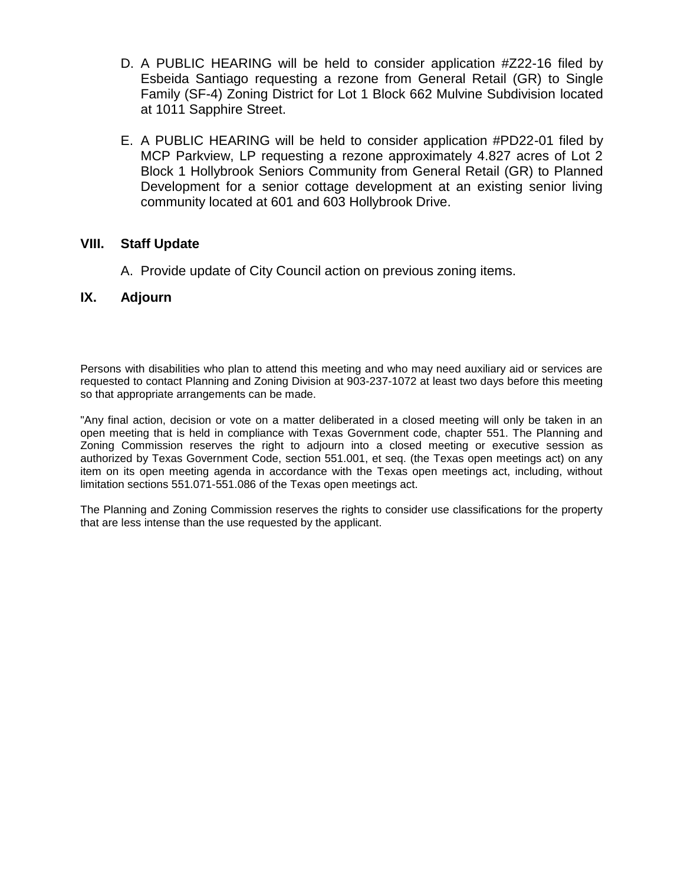D. A PUBLIC HEARING will be held to consider application #Z22-16 filed by Esbeida Santiago requesting a rezone from General Retail (GR) to Single Family (SF-4) Zoning District for Lot 1 Block 662 Mulvine Subdivision located at 1011 Sapphire Street.

E. A PUBLIC HEARING will be held to consider application #PD22-01 filed by MCP Parkview, LP requesting a rezone approximately 4.827 acres of Lot 2 Block 1 Hollybrook Seniors Community from General Retail (GR) to Planned Development for a senior cottage development at an existing senior living community located at 601 and 603 Hollybrook Drive.

## VIII. Staff Update

A. Provide update of City Council action on previous zoning items.

## IX. Adjourn

Persons with disabilities who plan to attend this meeting and who may need auxiliary aid or services are requested to contact Planning and Zoning Division at 903-237-1072 at least two days before this meeting so that appropriate arrangements can be made.

"Any final action, decision or vote on a matter deliberated in a closed meeting will only be taken in an open meeting that is held in compliance with Texas Government code, chapter 551. The Planning and Zoning Commission reserves the right to adjourn into a closed meeting or executive session as authorized by Texas Government Code, section 551.001, et seq. (the Texas open meetings act) on any item on its open meeting agenda in accordance with the Texas open meetings act, including, without limitation sections 551.071-551.086 of the Texas open meetings act.

The Planning and Zoning Commission reserves the rights to consider use classifications for the property that are less intense than the use requested by the applicant.